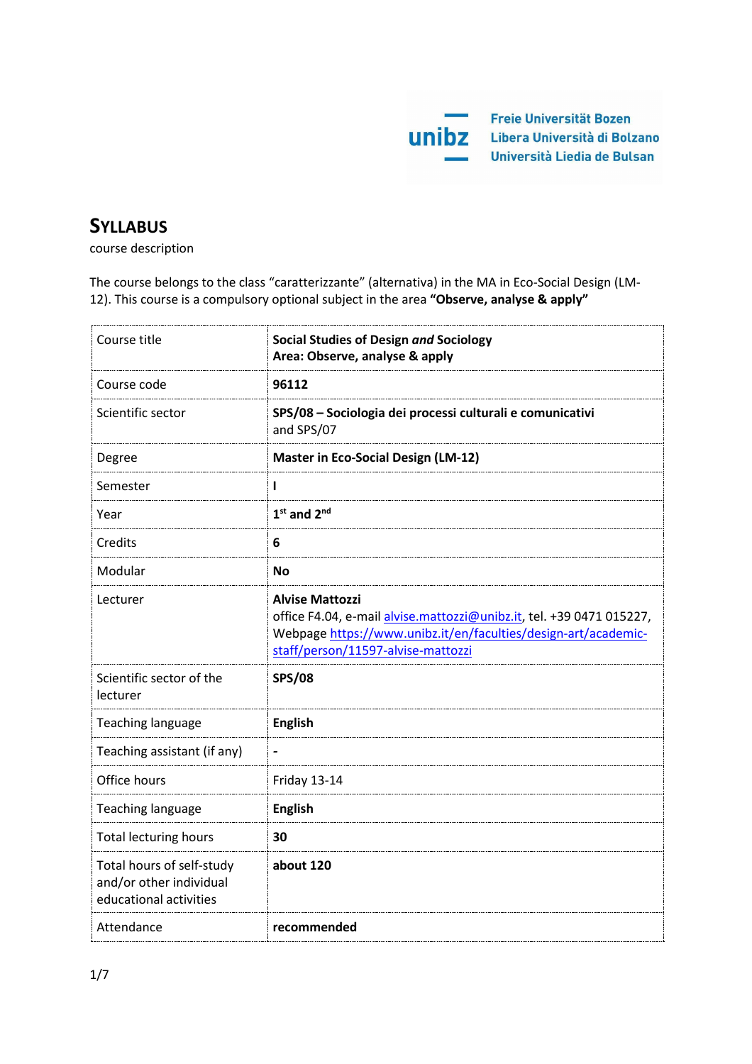Freie Universität Bozen
Libera Università di Bolzano
Università Liedia de Bulsan

# SYLLABUS

course description

The course belongs to the class "caratterizzante" (alternativa) in the MA in Eco-Social Design (LM-12). This course is a compulsory optional subject in the area **"Observe, analyse & apply"**

| | |
|---|---|
| Course title | **Social Studies of Design *and* Sociology**<br>**Area: Observe, analyse & apply** |
| Course code | **96112** |
| Scientific sector | **SPS/08 – Sociologia dei processi culturali e comunicativi** and SPS/07 |
| Degree | **Master in Eco-Social Design (LM-12)** |
| Semester | **I** |
| Year | **1st and 2nd** |
| Credits | **6** |
| Modular | **No** |
| Lecturer | **Alvise Mattozzi**<br>office F4.04, e-mail alvise.mattozzi@unibz.it, tel. +39 0471 015227, Webpage https://www.unibz.it/en/faculties/design-art/academic-staff/person/11597-alvise-mattozzi |
| Scientific sector of the lecturer | **SPS/08** |
| Teaching language | **English** |
| Teaching assistant (if any) | - |
| Office hours | Friday 13-14 |
| Teaching language | **English** |
| Total lecturing hours | **30** |
| Total hours of self-study and/or other individual educational activities | **about 120** |
| Attendance | **recommended** |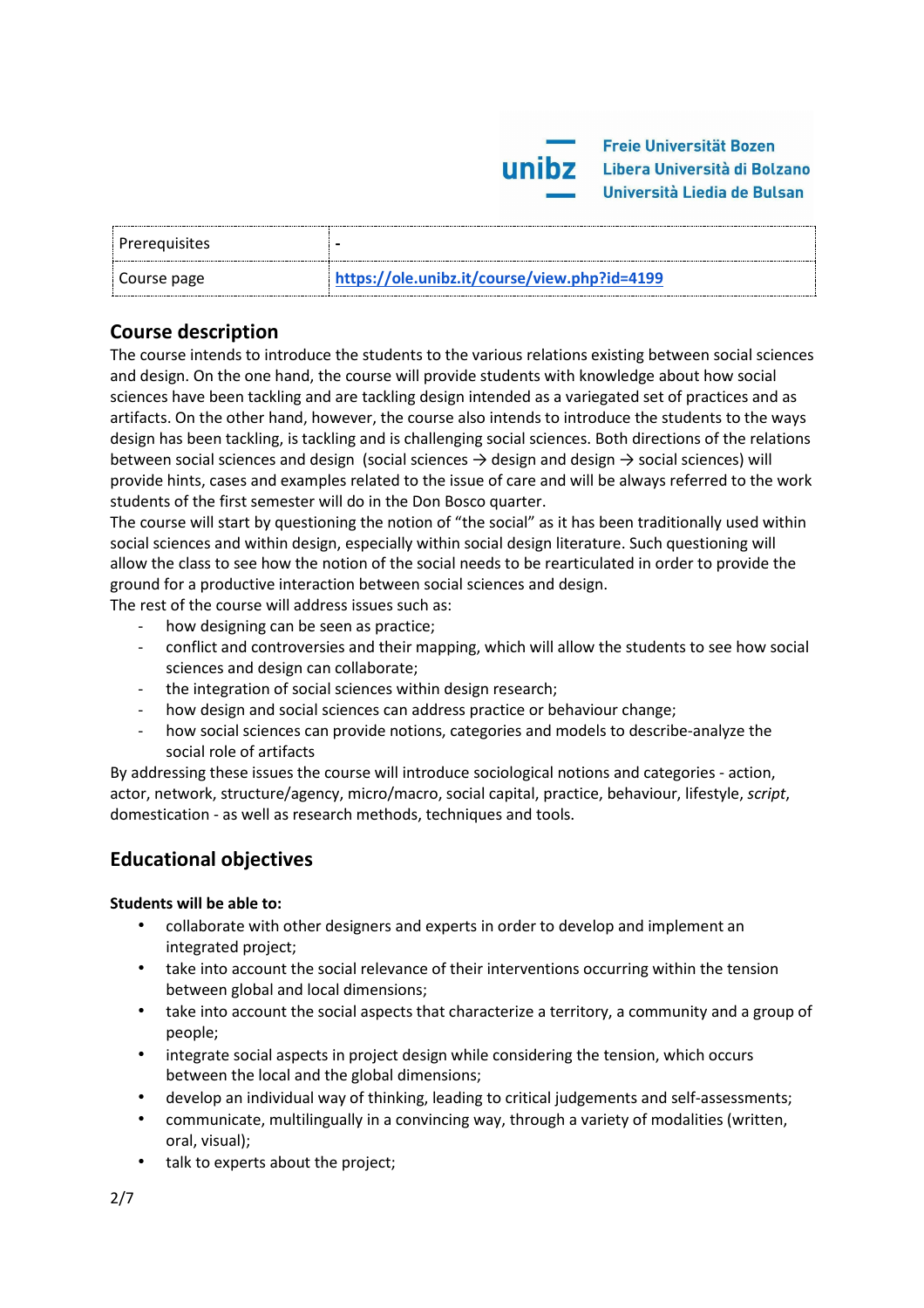| Prerequisites | - |
|---|---|
| Course page | **https://ole.unibz.it/course/view.php?id=4199** |

## Course description

The course intends to introduce the students to the various relations existing between social sciences and design. On the one hand, the course will provide students with knowledge about how social sciences have been tackling and are tackling design intended as a variegated set of practices and as artifacts. On the other hand, however, the course also intends to introduce the students to the ways design has been tackling, is tackling and is challenging social sciences. Both directions of the relations between social sciences and design (social sciences → design and design → social sciences) will provide hints, cases and examples related to the issue of care and will be always referred to the work students of the first semester will do in the Don Bosco quarter.

The course will start by questioning the notion of "the social" as it has been traditionally used within social sciences and within design, especially within social design literature. Such questioning will allow the class to see how the notion of the social needs to be rearticulated in order to provide the ground for a productive interaction between social sciences and design.

The rest of the course will address issues such as:

- how designing can be seen as practice;
- conflict and controversies and their mapping, which will allow the students to see how social sciences and design can collaborate;
- the integration of social sciences within design research;
- how design and social sciences can address practice or behaviour change;
- how social sciences can provide notions, categories and models to describe-analyze the social role of artifacts

By addressing these issues the course will introduce sociological notions and categories - action, actor, network, structure/agency, micro/macro, social capital, practice, behaviour, lifestyle, *script*, domestication - as well as research methods, techniques and tools.

## Educational objectives

**Students will be able to:**

- collaborate with other designers and experts in order to develop and implement an integrated project;
- take into account the social relevance of their interventions occurring within the tension between global and local dimensions;
- take into account the social aspects that characterize a territory, a community and a group of people;
- integrate social aspects in project design while considering the tension, which occurs between the local and the global dimensions;
- develop an individual way of thinking, leading to critical judgements and self-assessments;
- communicate, multilingually in a convincing way, through a variety of modalities (written, oral, visual);
- talk to experts about the project;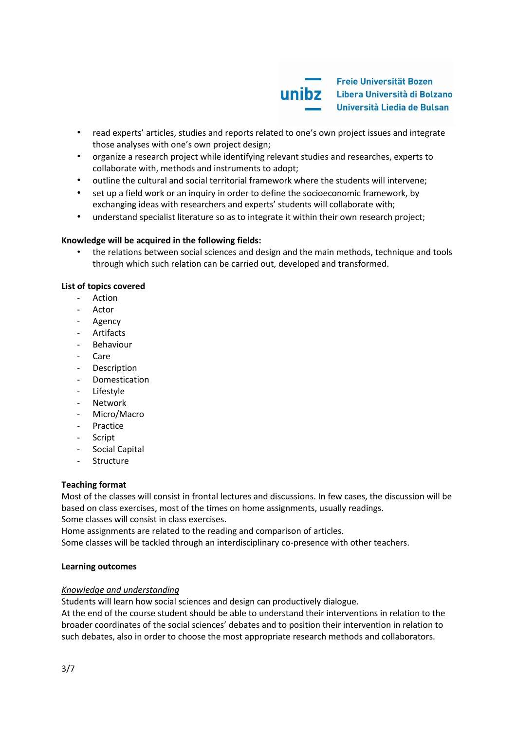- read experts' articles, studies and reports related to one's own project issues and integrate those analyses with one's own project design;
- organize a research project while identifying relevant studies and researches, experts to collaborate with, methods and instruments to adopt;
- outline the cultural and social territorial framework where the students will intervene;
- set up a field work or an inquiry in order to define the socioeconomic framework, by exchanging ideas with researchers and experts' students will collaborate with;
- understand specialist literature so as to integrate it within their own research project;

**Knowledge will be acquired in the following fields:**

- the relations between social sciences and design and the main methods, technique and tools through which such relation can be carried out, developed and transformed.

**List of topics covered**

- Action
- Actor
- Agency
- Artifacts
- Behaviour
- Care
- Description
- Domestication
- Lifestyle
- Network
- Micro/Macro
- Practice
- Script
- Social Capital
- Structure

**Teaching format**

Most of the classes will consist in frontal lectures and discussions. In few cases, the discussion will be based on class exercises, most of the times on home assignments, usually readings.
Some classes will consist in class exercises.
Home assignments are related to the reading and comparison of articles.
Some classes will be tackled through an interdisciplinary co-presence with other teachers.

**Learning outcomes**

*Knowledge and understanding*

Students will learn how social sciences and design can productively dialogue.
At the end of the course student should be able to understand their interventions in relation to the broader coordinates of the social sciences' debates and to position their intervention in relation to such debates, also in order to choose the most appropriate research methods and collaborators.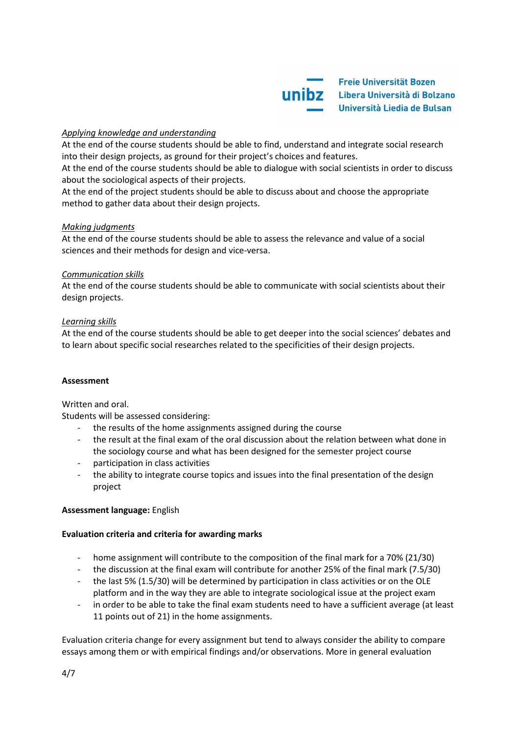*Applying knowledge and understanding*

At the end of the course students should be able to find, understand and integrate social research into their design projects, as ground for their project's choices and features.

At the end of the course students should be able to dialogue with social scientists in order to discuss about the sociological aspects of their projects.

At the end of the project students should be able to discuss about and choose the appropriate method to gather data about their design projects.

*Making judgments*

At the end of the course students should be able to assess the relevance and value of a social sciences and their methods for design and vice-versa.

*Communication skills*

At the end of the course students should be able to communicate with social scientists about their design projects.

*Learning skills*

At the end of the course students should be able to get deeper into the social sciences' debates and to learn about specific social researches related to the specificities of their design projects.

**Assessment**

Written and oral.

Students will be assessed considering:

- the results of the home assignments assigned during the course
- the result at the final exam of the oral discussion about the relation between what done in the sociology course and what has been designed for the semester project course
- participation in class activities
- the ability to integrate course topics and issues into the final presentation of the design project

**Assessment language:** English

**Evaluation criteria and criteria for awarding marks**

- home assignment will contribute to the composition of the final mark for a 70% (21/30)
- the discussion at the final exam will contribute for another 25% of the final mark (7.5/30)
- the last 5% (1.5/30) will be determined by participation in class activities or on the OLE platform and in the way they are able to integrate sociological issue at the project exam
- in order to be able to take the final exam students need to have a sufficient average (at least 11 points out of 21) in the home assignments.

Evaluation criteria change for every assignment but tend to always consider the ability to compare essays among them or with empirical findings and/or observations. More in general evaluation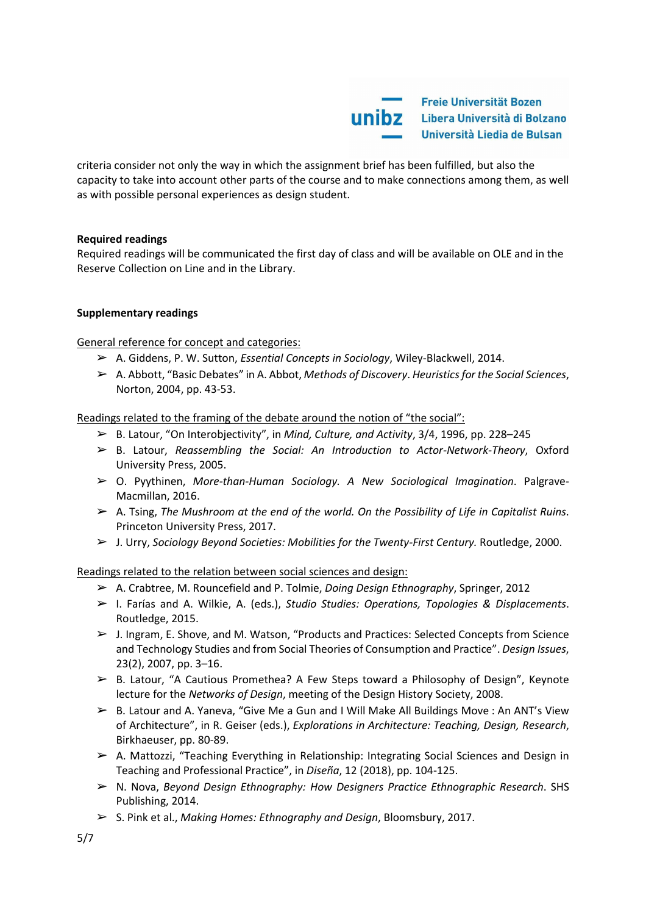criteria consider not only the way in which the assignment brief has been fulfilled, but also the capacity to take into account other parts of the course and to make connections among them, as well as with possible personal experiences as design student.

**Required readings**

Required readings will be communicated the first day of class and will be available on OLE and in the Reserve Collection on Line and in the Library.

**Supplementary readings**

General reference for concept and categories:

- A. Giddens, P. W. Sutton, *Essential Concepts in Sociology*, Wiley-Blackwell, 2014.
- A. Abbott, "Basic Debates" in A. Abbot, *Methods of Discovery*. *Heuristics for the Social Sciences*, Norton, 2004, pp. 43-53.

Readings related to the framing of the debate around the notion of "the social":

- B. Latour, "On Interobjectivity", in *Mind, Culture, and Activity*, 3/4, 1996, pp. 228–245
- B. Latour, *Reassembling the Social: An Introduction to Actor-Network-Theory*, Oxford University Press, 2005.
- O. Pyythinen, *More-than-Human Sociology. A New Sociological Imagination*. Palgrave-Macmillan, 2016.
- A. Tsing, *The Mushroom at the end of the world. On the Possibility of Life in Capitalist Ruins*. Princeton University Press, 2017.
- J. Urry, *Sociology Beyond Societies: Mobilities for the Twenty-First Century.* Routledge, 2000.

Readings related to the relation between social sciences and design:

- A. Crabtree, M. Rouncefield and P. Tolmie, *Doing Design Ethnography*, Springer, 2012
- I. Farías and A. Wilkie, A. (eds.), *Studio Studies: Operations, Topologies & Displacements*. Routledge, 2015.
- J. Ingram, E. Shove, and M. Watson, "Products and Practices: Selected Concepts from Science and Technology Studies and from Social Theories of Consumption and Practice". *Design Issues*, 23(2), 2007, pp. 3–16.
- B. Latour, "A Cautious Promethea? A Few Steps toward a Philosophy of Design", Keynote lecture for the *Networks of Design*, meeting of the Design History Society, 2008.
- B. Latour and A. Yaneva, "Give Me a Gun and I Will Make All Buildings Move : An ANT's View of Architecture", in R. Geiser (eds.), *Explorations in Architecture: Teaching, Design, Research*, Birkhaeuser, pp. 80-89.
- A. Mattozzi, "Teaching Everything in Relationship: Integrating Social Sciences and Design in Teaching and Professional Practice", in *Diseña*, 12 (2018), pp. 104-125.
- N. Nova, *Beyond Design Ethnography: How Designers Practice Ethnographic Research*. SHS Publishing, 2014.
- S. Pink et al., *Making Homes: Ethnography and Design*, Bloomsbury, 2017.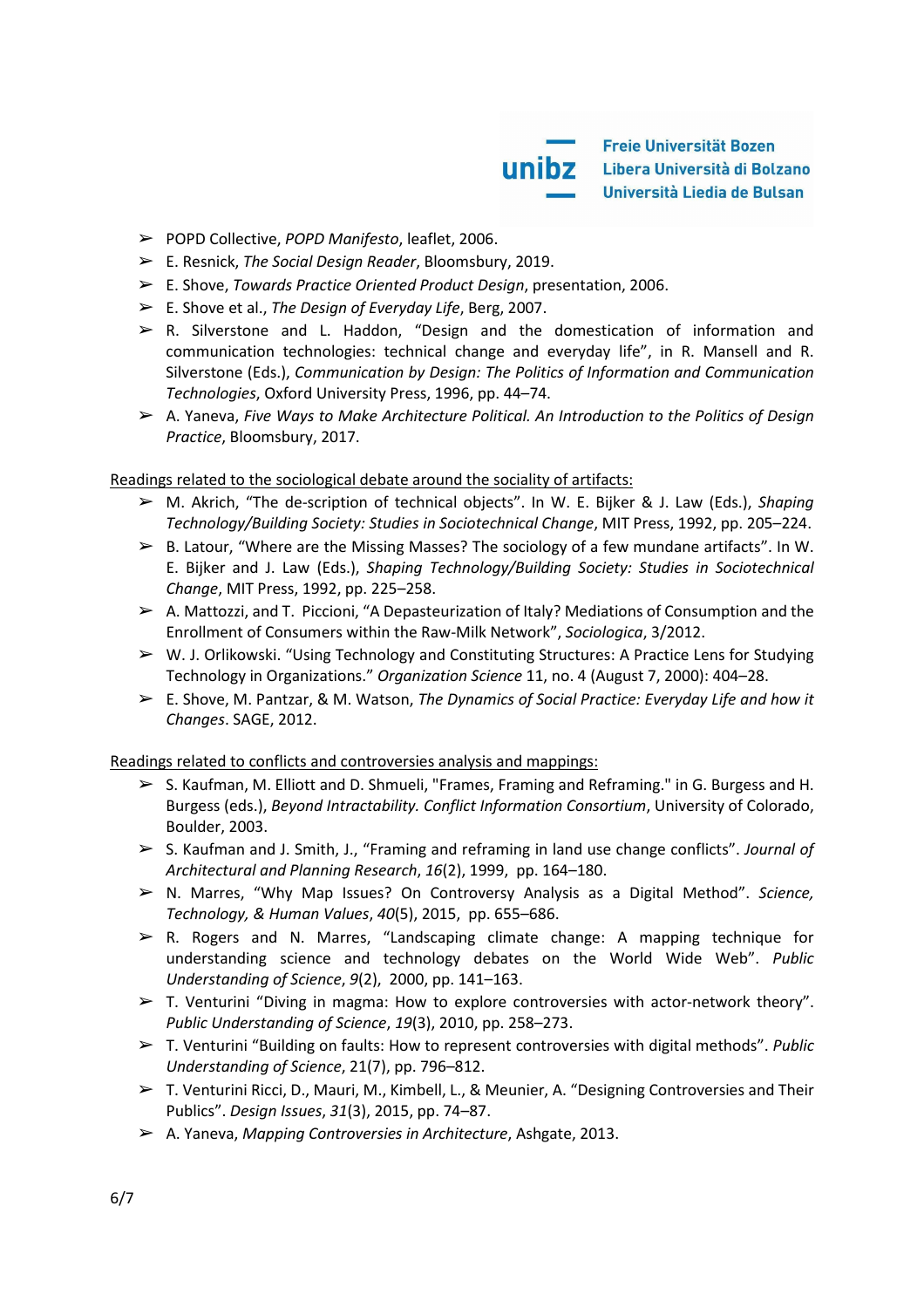- POPD Collective, *POPD Manifesto*, leaflet, 2006.
- E. Resnick, *The Social Design Reader*, Bloomsbury, 2019.
- E. Shove, *Towards Practice Oriented Product Design*, presentation, 2006.
- E. Shove et al., *The Design of Everyday Life*, Berg, 2007.
- R. Silverstone and L. Haddon, "Design and the domestication of information and communication technologies: technical change and everyday life", in R. Mansell and R. Silverstone (Eds.), *Communication by Design: The Politics of Information and Communication Technologies*, Oxford University Press, 1996, pp. 44–74.
- A. Yaneva, *Five Ways to Make Architecture Political. An Introduction to the Politics of Design Practice*, Bloomsbury, 2017.

<u>Readings related to the sociological debate around the sociality of artifacts:</u>

- M. Akrich, "The de-scription of technical objects". In W. E. Bijker & J. Law (Eds.), *Shaping Technology/Building Society: Studies in Sociotechnical Change*, MIT Press, 1992, pp. 205–224.
- B. Latour, "Where are the Missing Masses? The sociology of a few mundane artifacts". In W. E. Bijker and J. Law (Eds.), *Shaping Technology/Building Society: Studies in Sociotechnical Change*, MIT Press, 1992, pp. 225–258.
- A. Mattozzi, and T. Piccioni, "A Depasteurization of Italy? Mediations of Consumption and the Enrollment of Consumers within the Raw-Milk Network", *Sociologica*, 3/2012.
- W. J. Orlikowski. "Using Technology and Constituting Structures: A Practice Lens for Studying Technology in Organizations." *Organization Science* 11, no. 4 (August 7, 2000): 404–28.
- E. Shove, M. Pantzar, & M. Watson, *The Dynamics of Social Practice: Everyday Life and how it Changes*. SAGE, 2012.

<u>Readings related to conflicts and controversies analysis and mappings:</u>

- S. Kaufman, M. Elliott and D. Shmueli, "Frames, Framing and Reframing." in G. Burgess and H. Burgess (eds.), *Beyond Intractability. Conflict Information Consortium*, University of Colorado, Boulder, 2003.
- S. Kaufman and J. Smith, J., "Framing and reframing in land use change conflicts". *Journal of Architectural and Planning Research*, *16*(2), 1999, pp. 164–180.
- N. Marres, "Why Map Issues? On Controversy Analysis as a Digital Method". *Science, Technology, & Human Values*, *40*(5), 2015, pp. 655–686.
- R. Rogers and N. Marres, "Landscaping climate change: A mapping technique for understanding science and technology debates on the World Wide Web". *Public Understanding of Science*, *9*(2), 2000, pp. 141–163.
- T. Venturini "Diving in magma: How to explore controversies with actor-network theory". *Public Understanding of Science*, *19*(3), 2010, pp. 258–273.
- T. Venturini "Building on faults: How to represent controversies with digital methods". *Public Understanding of Science*, 21(7), pp. 796–812.
- T. Venturini Ricci, D., Mauri, M., Kimbell, L., & Meunier, A. "Designing Controversies and Their Publics". *Design Issues*, *31*(3), 2015, pp. 74–87.
- A. Yaneva, *Mapping Controversies in Architecture*, Ashgate, 2013.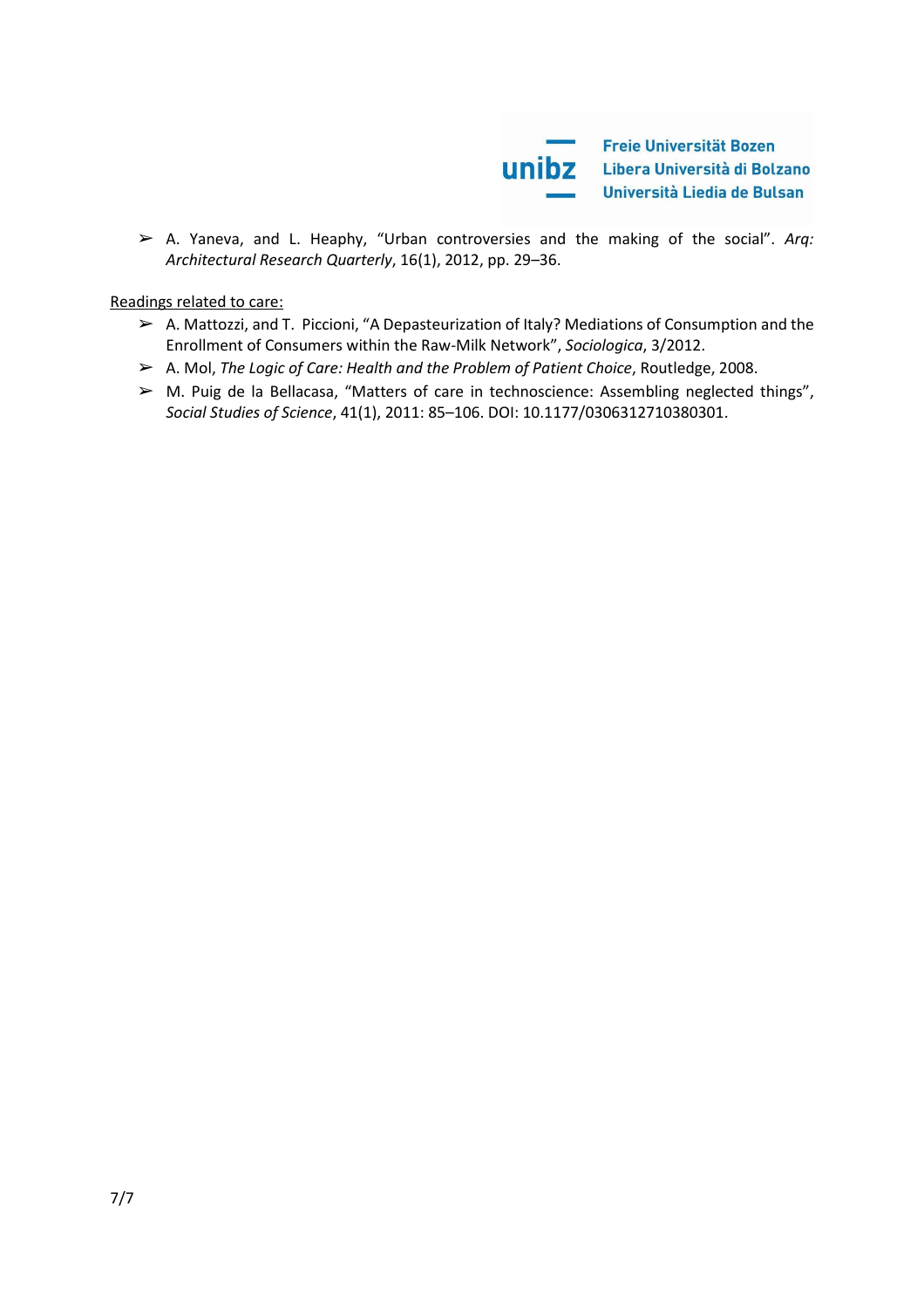- A. Yaneva, and L. Heaphy, "Urban controversies and the making of the social". *Arq: Architectural Research Quarterly*, 16(1), 2012, pp. 29–36.

Readings related to care:

- A. Mattozzi, and T. Piccioni, "A Depasteurization of Italy? Mediations of Consumption and the Enrollment of Consumers within the Raw-Milk Network", *Sociologica*, 3/2012.
- A. Mol, *The Logic of Care: Health and the Problem of Patient Choice*, Routledge, 2008.
- M. Puig de la Bellacasa, "Matters of care in technoscience: Assembling neglected things", *Social Studies of Science*, 41(1), 2011: 85–106. DOI: 10.1177/0306312710380301.